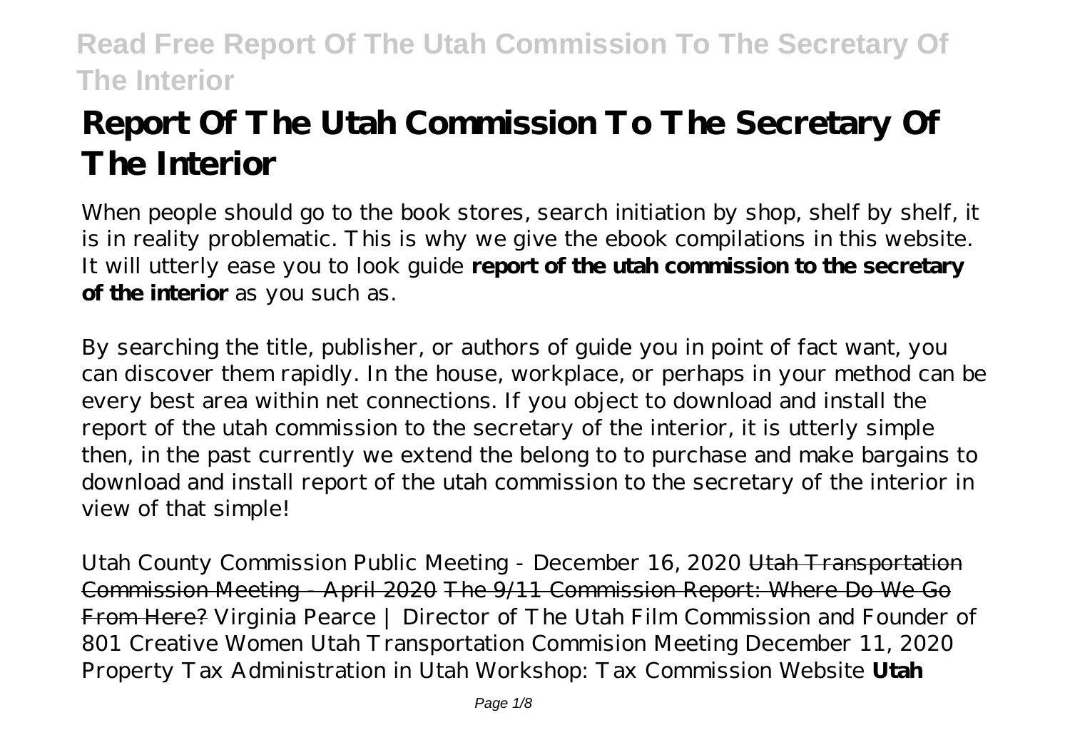# Report Of The Utah Commission To The Secretary Of The Interior

When people should go to the book stores, search initiation by shop, shelf by shelf, it is in reality problematic. This is why we give the ebook compilations in this website. It will utterly ease you to look guide **report of the utah commission to the secretary of the interior** as you such as.

By searching the title, publisher, or authors of guide you in point of fact want, you can discover them rapidly. In the house, workplace, or perhaps in your method can be every best area within net connections. If you object to download and install the report of the utah commission to the secretary of the interior, it is utterly simple then, in the past currently we extend the belong to to purchase and make bargains to download and install report of the utah commission to the secretary of the interior in view of that simple!

*Utah County Commission Public Meeting - December 16, 2020* ~~Utah Transportation Commission Meeting - April 2020~~ ~~The 9/11 Commission Report: Where Do We Go From Here?~~ *Virginia Pearce | Director of The Utah Film Commission and Founder of 801 Creative Women* *Utah Transportation Commision Meeting December 11, 2020* *Property Tax Administration in Utah Workshop: Tax Commission Website* **Utah**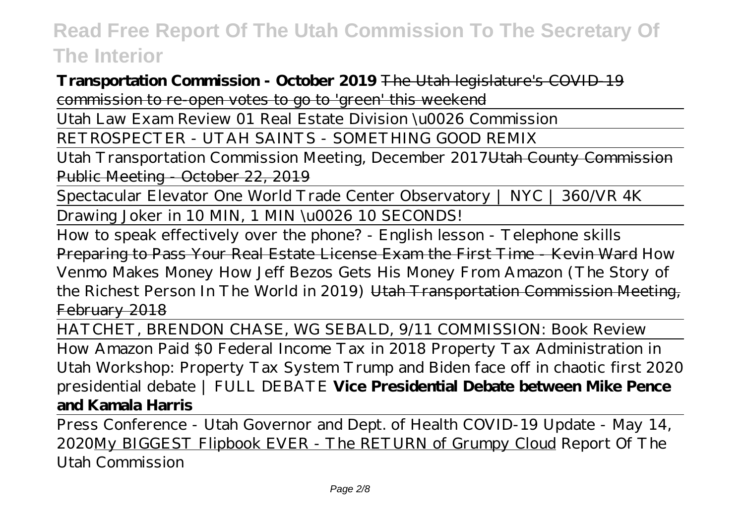**Transcription Commission - October 2019** ~~The Utah legislature's COVID-19 commission to re-open votes to go to 'green' this weekend~~

Utah Law Exam Review 01 Real Estate Division \u0026 Commission

RETROSPECTER - UTAH SAINTS - SOMETHING GOOD REMIX

Utah Transportation Commission Meeting, December 2017~~Utah County Commission Public Meeting - October 22, 2019~~

Spectacular Elevator One World Trade Center Observatory | NYC | 360/VR 4K

Drawing Joker in 10 MIN, 1 MIN \u0026 10 SECONDS!

How to speak effectively over the phone? - English lesson - Telephone skills ~~Preparing to Pass Your Real Estate License Exam the First Time - Kevin Ward~~ *How Venmo Makes Money How Jeff Bezos Gets His Money From Amazon (The Story of the Richest Person In The World in 2019)* ~~Utah Transportation Commission Meeting, February 2018~~

HATCHET, BRENDON CHASE, WG SEBALD, 9/11 COMMISSION: Book Review

How Amazon Paid $0 Federal Income Tax in 2018 *Property Tax Administration in Utah Workshop: Property Tax System Trump and Biden face off in chaotic first 2020 presidential debate | FULL DEBATE* **Vice Presidential Debate between Mike Pence and Kamala Harris**

Press Conference - Utah Governor and Dept. of Health COVID-19 Update - May 14, 2020~~My BIGGEST Flipbook EVER - The RETURN of Grumpy Cloud~~ *Report Of The Utah Commission*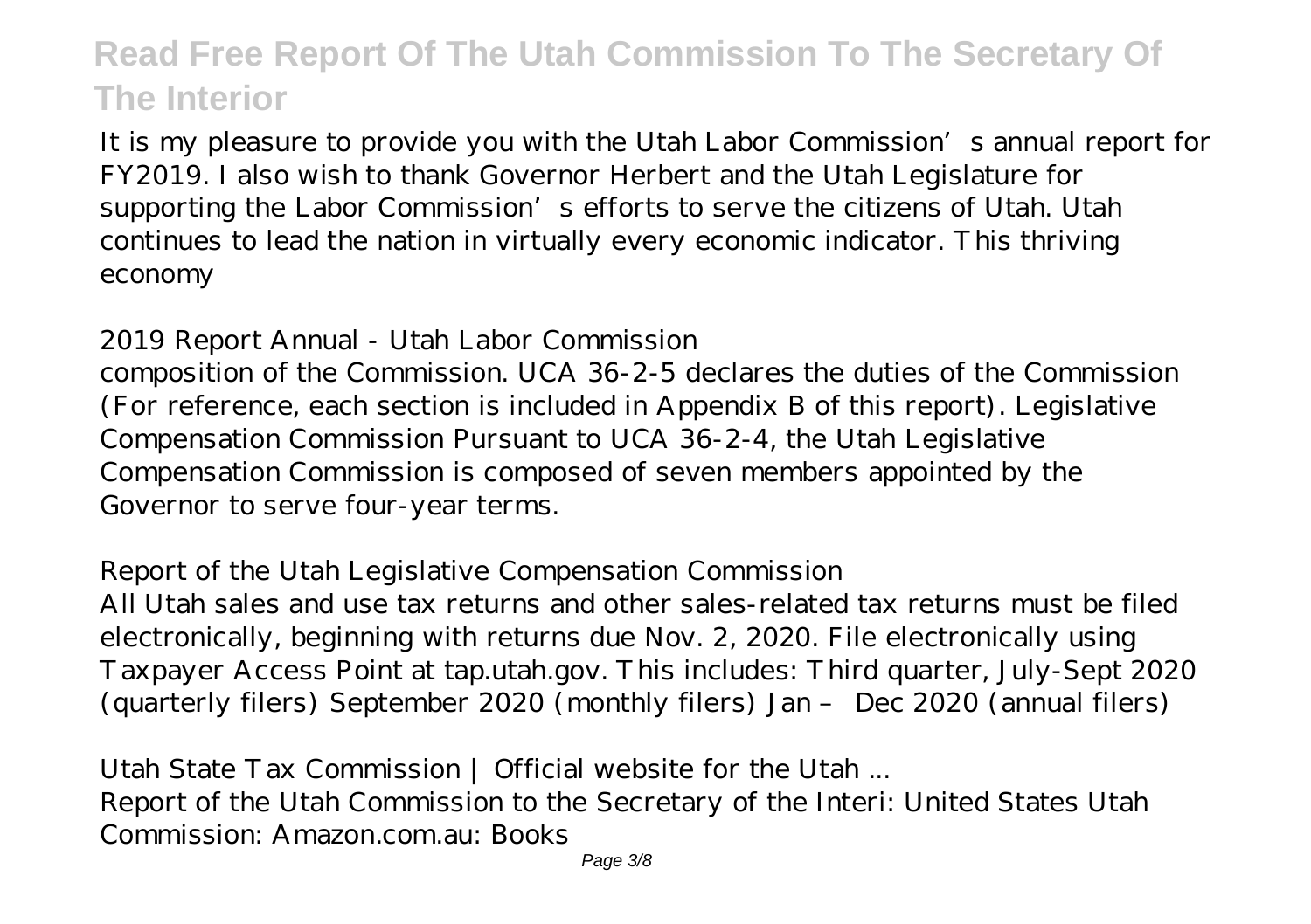It is my pleasure to provide you with the Utah Labor Commission's annual report for FY2019. I also wish to thank Governor Herbert and the Utah Legislature for supporting the Labor Commission's efforts to serve the citizens of Utah. Utah continues to lead the nation in virtually every economic indicator. This thriving economy

*2019 Report Annual - Utah Labor Commission*

composition of the Commission. UCA 36-2-5 declares the duties of the Commission (For reference, each section is included in Appendix B of this report). Legislative Compensation Commission Pursuant to UCA 36-2-4, the Utah Legislative Compensation Commission is composed of seven members appointed by the Governor to serve four-year terms.

*Report of the Utah Legislative Compensation Commission*

All Utah sales and use tax returns and other sales-related tax returns must be filed electronically, beginning with returns due Nov. 2, 2020. File electronically using Taxpayer Access Point at tap.utah.gov. This includes: Third quarter, July-Sept 2020 (quarterly filers) September 2020 (monthly filers) Jan – Dec 2020 (annual filers)

*Utah State Tax Commission | Official website for the Utah ...*

Report of the Utah Commission to the Secretary of the Interi: United States Utah Commission: Amazon.com.au: Books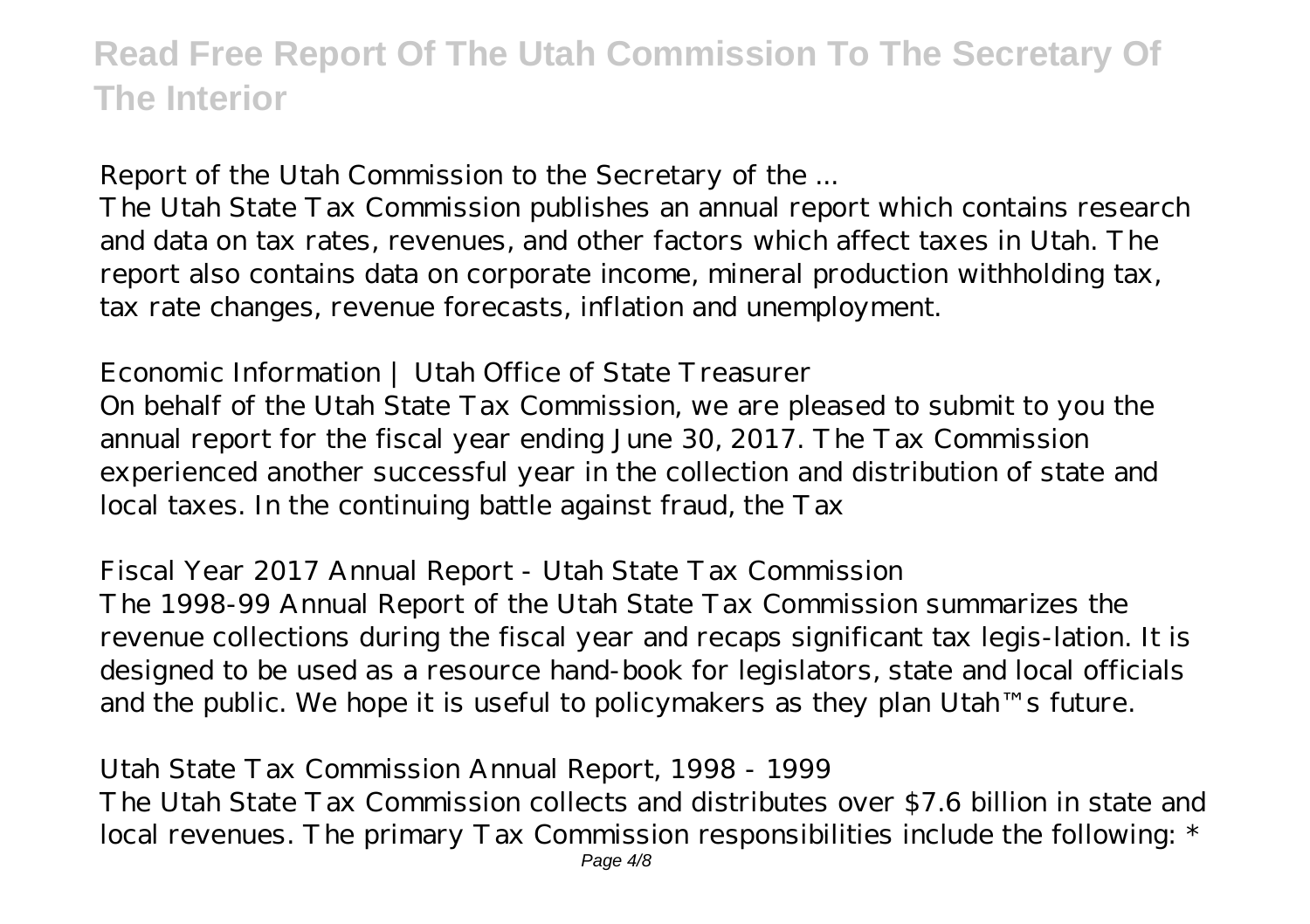*Report of the Utah Commission to the Secretary of the ...*

The Utah State Tax Commission publishes an annual report which contains research and data on tax rates, revenues, and other factors which affect taxes in Utah. The report also contains data on corporate income, mineral production withholding tax, tax rate changes, revenue forecasts, inflation and unemployment.

*Economic Information | Utah Office of State Treasurer*

On behalf of the Utah State Tax Commission, we are pleased to submit to you the annual report for the fiscal year ending June 30, 2017. The Tax Commission experienced another successful year in the collection and distribution of state and local taxes. In the continuing battle against fraud, the Tax

*Fiscal Year 2017 Annual Report - Utah State Tax Commission*

The 1998-99 Annual Report of the Utah State Tax Commission summarizes the revenue collections during the fiscal year and recaps significant tax legis-lation. It is designed to be used as a resource hand-book for legislators, state and local officials and the public. We hope it is useful to policymakers as they plan Utah™s future.

*Utah State Tax Commission Annual Report, 1998 - 1999*

The Utah State Tax Commission collects and distributes over $7.6 billion in state and local revenues. The primary Tax Commission responsibilities include the following: *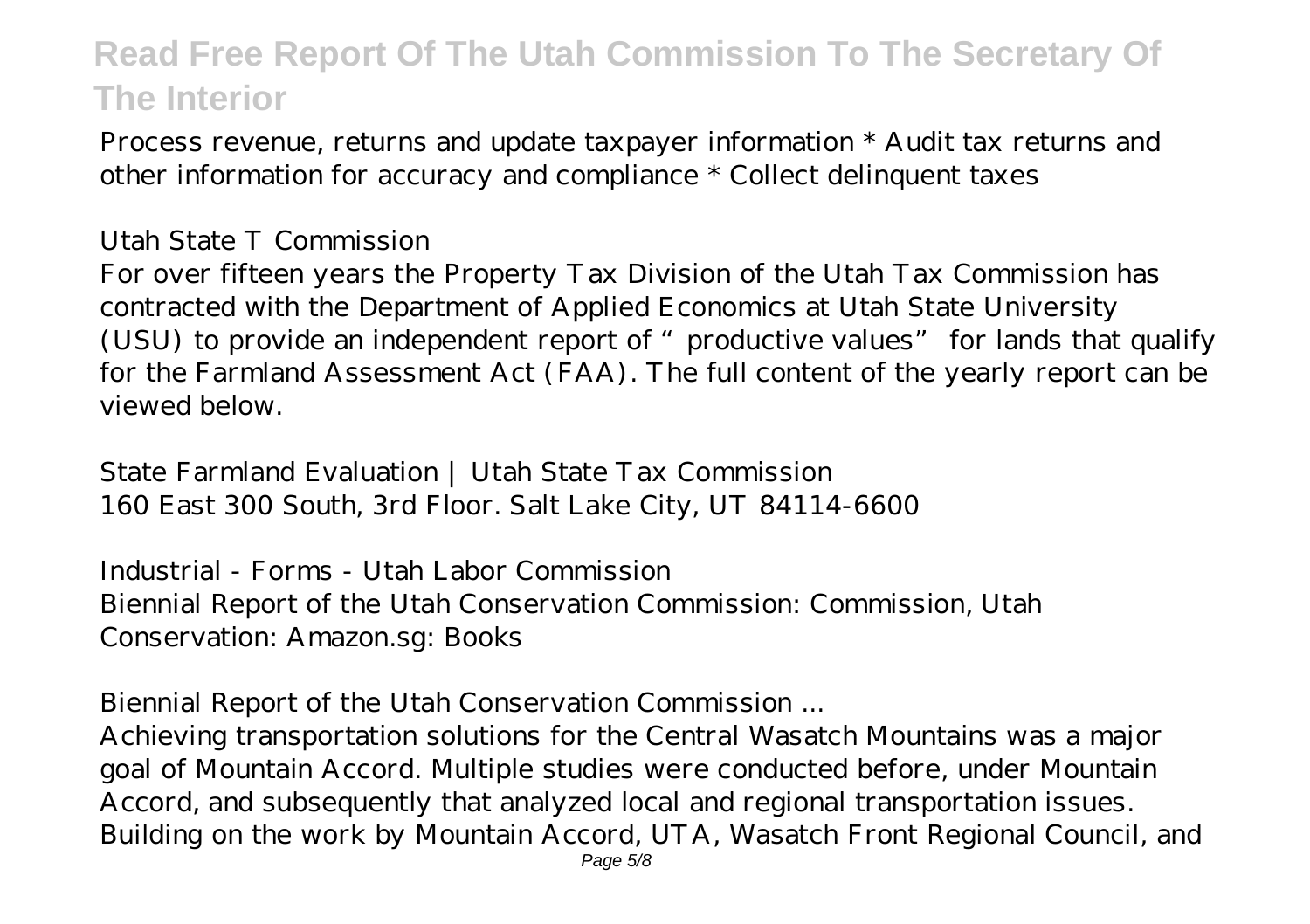Process revenue, returns and update taxpayer information * Audit tax returns and other information for accuracy and compliance * Collect delinquent taxes

*Utah State T Commission*

For over fifteen years the Property Tax Division of the Utah Tax Commission has contracted with the Department of Applied Economics at Utah State University (USU) to provide an independent report of "productive values" for lands that qualify for the Farmland Assessment Act (FAA). The full content of the yearly report can be viewed below.

*State Farmland Evaluation | Utah State Tax Commission*
160 East 300 South, 3rd Floor. Salt Lake City, UT 84114-6600

*Industrial - Forms - Utah Labor Commission*
Biennial Report of the Utah Conservation Commission: Commission, Utah Conservation: Amazon.sg: Books

*Biennial Report of the Utah Conservation Commission ...*
Achieving transportation solutions for the Central Wasatch Mountains was a major goal of Mountain Accord. Multiple studies were conducted before, under Mountain Accord, and subsequently that analyzed local and regional transportation issues. Building on the work by Mountain Accord, UTA, Wasatch Front Regional Council, and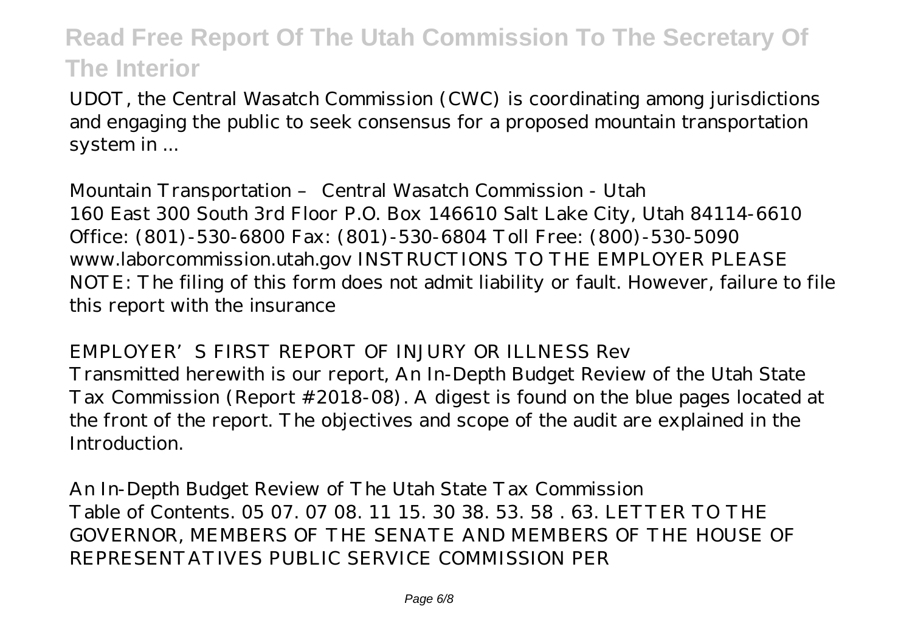UDOT, the Central Wasatch Commission (CWC) is coordinating among jurisdictions and engaging the public to seek consensus for a proposed mountain transportation system in ...

*Mountain Transportation – Central Wasatch Commission - Utah*

160 East 300 South 3rd Floor P.O. Box 146610 Salt Lake City, Utah 84114-6610 Office: (801)-530-6800 Fax: (801)-530-6804 Toll Free: (800)-530-5090 www.laborcommission.utah.gov INSTRUCTIONS TO THE EMPLOYER PLEASE NOTE: The filing of this form does not admit liability or fault. However, failure to file this report with the insurance

*EMPLOYER'S FIRST REPORT OF INJURY OR ILLNESS Rev*

Transmitted herewith is our report, An In-Depth Budget Review of the Utah State Tax Commission (Report #2018-08). A digest is found on the blue pages located at the front of the report. The objectives and scope of the audit are explained in the Introduction.

*An In-Depth Budget Review of The Utah State Tax Commission*

Table of Contents. 05 07. 07 08. 11 15. 30 38. 53. 58 . 63. LETTER TO THE GOVERNOR, MEMBERS OF THE SENATE AND MEMBERS OF THE HOUSE OF REPRESENTATIVES PUBLIC SERVICE COMMISSION PER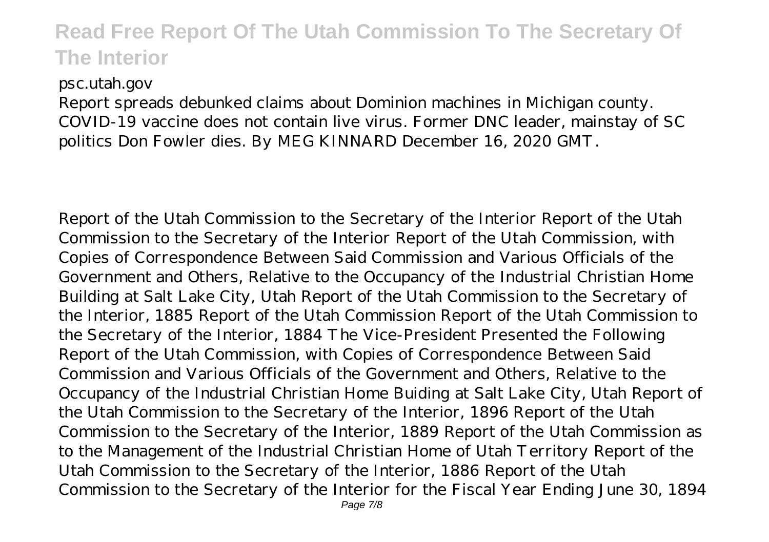psc.utah.gov

Report spreads debunked claims about Dominion machines in Michigan county. COVID-19 vaccine does not contain live virus. Former DNC leader, mainstay of SC politics Don Fowler dies. By MEG KINNARD December 16, 2020 GMT.

Report of the Utah Commission to the Secretary of the Interior Report of the Utah Commission to the Secretary of the Interior Report of the Utah Commission, with Copies of Correspondence Between Said Commission and Various Officials of the Government and Others, Relative to the Occupancy of the Industrial Christian Home Building at Salt Lake City, Utah Report of the Utah Commission to the Secretary of the Interior, 1885 Report of the Utah Commission Report of the Utah Commission to the Secretary of the Interior, 1884 The Vice-President Presented the Following Report of the Utah Commission, with Copies of Correspondence Between Said Commission and Various Officials of the Government and Others, Relative to the Occupancy of the Industrial Christian Home Buiding at Salt Lake City, Utah Report of the Utah Commission to the Secretary of the Interior, 1896 Report of the Utah Commission to the Secretary of the Interior, 1889 Report of the Utah Commission as to the Management of the Industrial Christian Home of Utah Territory Report of the Utah Commission to the Secretary of the Interior, 1886 Report of the Utah Commission to the Secretary of the Interior for the Fiscal Year Ending June 30, 1894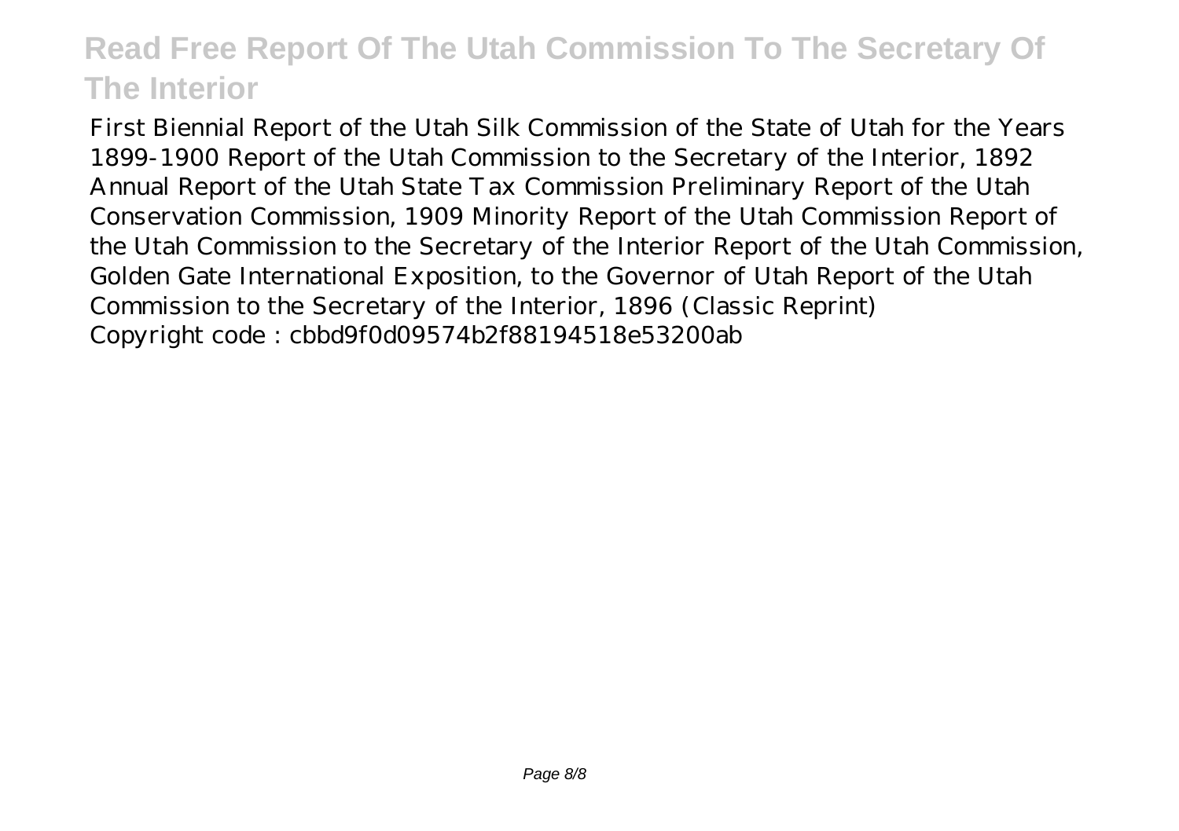First Biennial Report of the Utah Silk Commission of the State of Utah for the Years 1899-1900 Report of the Utah Commission to the Secretary of the Interior, 1892 Annual Report of the Utah State Tax Commission Preliminary Report of the Utah Conservation Commission, 1909 Minority Report of the Utah Commission Report of the Utah Commission to the Secretary of the Interior Report of the Utah Commission, Golden Gate International Exposition, to the Governor of Utah Report of the Utah Commission to the Secretary of the Interior, 1896 (Classic Reprint)
Copyright code : cbbd9f0d09574b2f88194518e53200ab